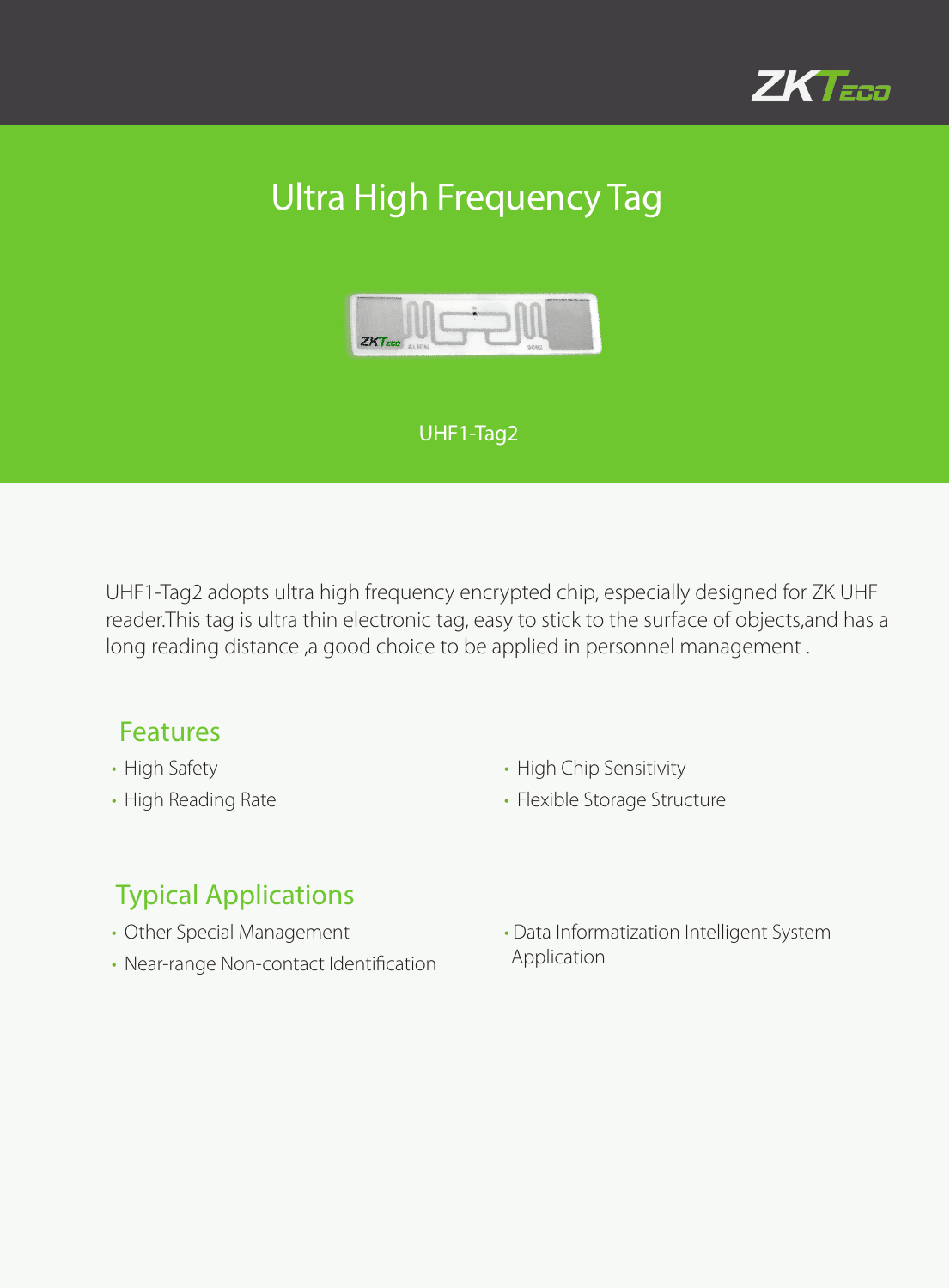# Ultra High Frequency Tag

UHF1-Tag2

UHF1-Tag2 adopts ultra high frequency encrypted chip, especially designed for ZK UHF reader.This tag is ultra thin electronic tag, easy to stick to the surface of objects,and has a long reading distance ,a good choice to be applied in personnel management .

## Features

- High Safety
- High Reading Rate
- High Chip Sensitivity
- Flexible Storage Structure

## Typical Applications

- Other Special Management
- Near-range Non-contact Identification
- Data Informatization Intelligent System Application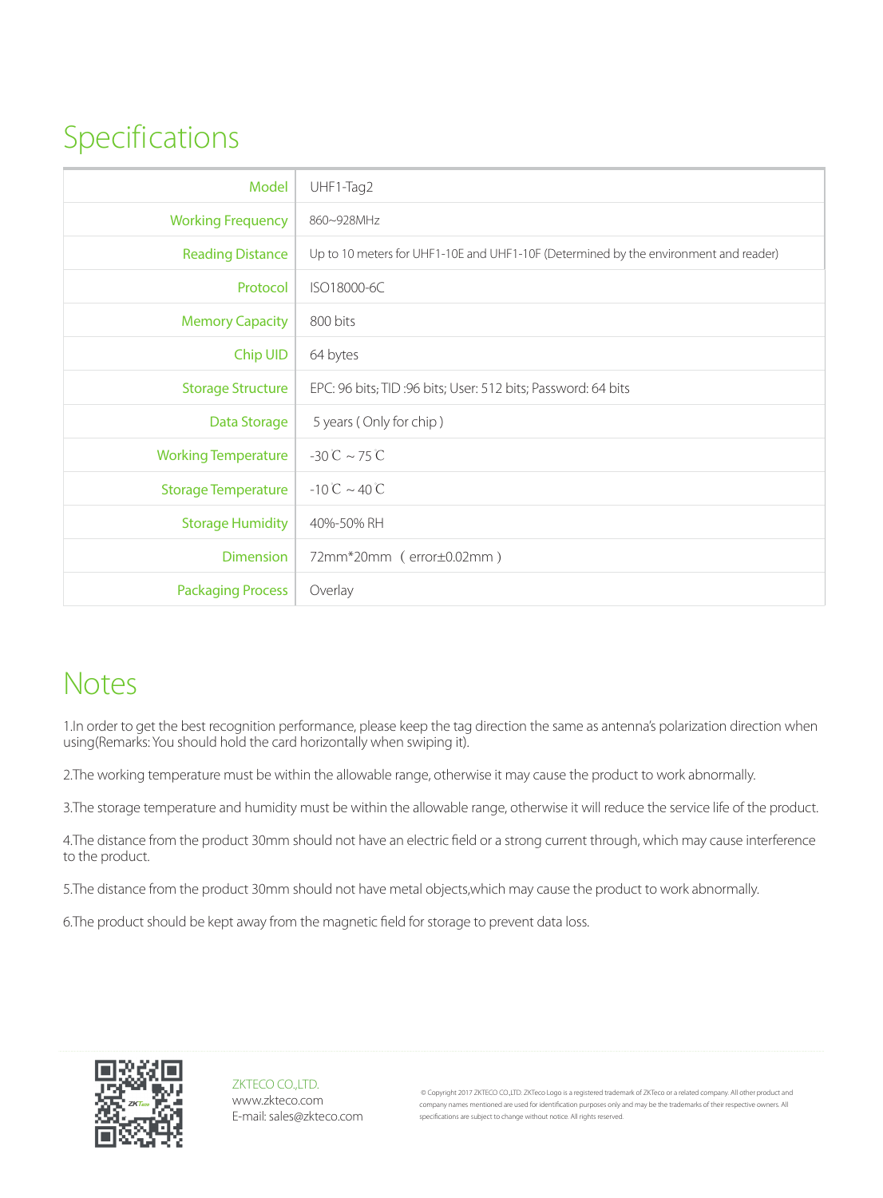## Specifications

| | |
|---|---|
| Model | UHF1-Tag2 |
| Working Frequency | 860~928MHz |
| Reading Distance | Up to 10 meters for UHF1-10E and UHF1-10F (Determined by the environment and reader) |
| Protocol | ISO18000-6C |
| Memory Capacity | 800 bits |
| Chip UID | 64 bytes |
| Storage Structure | EPC: 96 bits; TID :96 bits; User: 512 bits; Password: 64 bits |
| Data Storage | 5 years ( Only for chip ) |
| Working Temperature | -30 ℃ ~ 75 ℃ |
| Storage Temperature | -10 ℃ ~ 40 ℃ |
| Storage Humidity | 40%-50% RH |
| Dimension | 72mm*20mm （error±0.02mm） |
| Packaging Process | Overlay |

## Notes

1.In order to get the best recognition performance, please keep the tag direction the same as antenna's polarization direction when using(Remarks: You should hold the card horizontally when swiping it).

2.The working temperature must be within the allowable range, otherwise it may cause the product to work abnormally.

3.The storage temperature and humidity must be within the allowable range, otherwise it will reduce the service life of the product.

4.The distance from the product 30mm should not have an electric field or a strong current through, which may cause interference to the product.

5.The distance from the product 30mm should not have metal objects,which may cause the product to work abnormally.

6.The product should be kept away from the magnetic field for storage to prevent data loss.

ZKTECO CO.,LTD.
www.zkteco.com
E-mail: sales@zkteco.com

© Copyright 2017 ZKTECO CO.,LTD. ZKTeco Logo is a registered trademark of ZKTeco or a related company. All other product and company names mentioned are used for identification purposes only and may be the trademarks of their respective owners. All specifications are subject to change without notice. All rights reserved.